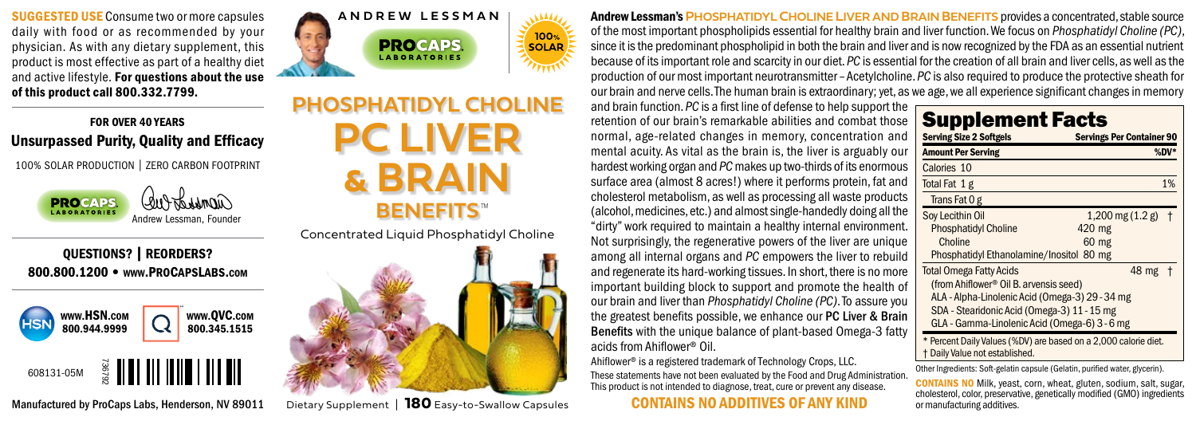**SUGGESTED USE** Consume two or more capsules daily with food or as recommended by your physician. As with any dietary supplement, this product is most effective as part of a healthy diet and active lifestyle. **For questions about the use of this product call 800.332.7799.**

## FOR OVER 40 YEARS
## Unsurpassed Purity, Quality and Efficacy

100% SOLAR PRODUCTION | ZERO CARBON FOOTPRINT

PROCAPS LABORATORIES

Andrew Lessman, Founder

**QUESTIONS? | REORDERS?**
**800.800.1200 • www.ProCapsLabs.com**

**www.HSN.com 800.944.9999**

**www.QVC.com 800.345.1515**

608131-05M

**Manufactured by ProCaps Labs, Henderson, NV 89011**

ANDREW LESSMAN

PROCAPS LABORATORIES

100% SOLAR

# PHOSPHATIDYL CHOLINE PC LIVER & BRAIN BENEFITS™

Concentrated Liquid Phosphatidyl Choline

Dietary Supplement | **180** Easy-to-Swallow Capsules

**Andrew Lessman's Phosphatidyl Choline Liver and Brain Benefits** provides a concentrated, stable source of the most important phospholipids essential for healthy brain and liver function. We focus on *Phosphatidyl Choline (PC)*, since it is the predominant phospholipid in both the brain and liver and is now recognized by the FDA as an essential nutrient because of its important role and scarcity in our diet. *PC* is essential for the creation of all brain and liver cells, as well as the production of our most important neurotransmitter – Acetylcholine. *PC* is also required to produce the protective sheath for our brain and nerve cells. The human brain is extraordinary; yet, as we age, we all experience significant changes in memory and brain function. *PC* is a first line of defense to help support the retention of our brain's remarkable abilities and combat those normal, age-related changes in memory, concentration and mental acuity. As vital as the brain is, the liver is arguably our hardest working organ and *PC* makes up two-thirds of its enormous surface area (almost 8 acres!) where it performs protein, fat and cholesterol metabolism, as well as processing all waste products (alcohol, medicines, etc.) and almost single-handedly doing all the "dirty" work required to maintain a healthy internal environment. Not surprisingly, the regenerative powers of the liver are unique among all internal organs and *PC* empowers the liver to rebuild and regenerate its hard-working tissues. In short, there is no more important building block to support and promote the health of our brain and liver than *Phosphatidyl Choline (PC)*. To assure you the greatest benefits possible, we enhance our **PC Liver & Brain Benefits** with the unique balance of plant-based Omega-3 fatty acids from Ahiflower® Oil.

Ahiflower® is a registered trademark of Technology Crops, LLC.

These statements have not been evaluated by the Food and Drug Administration. This product is not intended to diagnose, treat, cure or prevent any disease.

**CONTAINS NO ADDITIVES OF ANY KIND**

## Supplement Facts

| Serving Size 2 Softgels | Servings Per Container 90 |
|---|---|
| **Amount Per Serving** | **%DV*** |
| Calories 10 | |
| Total Fat 1 g | 1% |
| Trans Fat 0 g | |
| Soy Lecithin Oil | 1,200 mg (1.2 g) † |
| Phosphatidyl Choline | 420 mg |
| Choline | 60 mg |
| Phosphatidyl Ethanolamine/Inositol | 80 mg |
| Total Omega Fatty Acids (from Ahiflower® Oil B. arvensis seed) | 48 mg † |
| ALA - Alpha-Linolenic Acid (Omega-3) | 29 - 34 mg |
| SDA - Stearidonic Acid (Omega-3) | 11 - 15 mg |
| GLA - Gamma-Linolenic Acid (Omega-6) | 3 - 6 mg |

\* Percent Daily Values (%DV) are based on a 2,000 calorie diet.
† Daily Value not established.

Other Ingredients: Soft-gelatin capsule (Gelatin, purified water, glycerin).

**CONTAINS NO** Milk, yeast, corn, wheat, gluten, sodium, salt, sugar, cholesterol, color, preservative, genetically modified (GMO) ingredients or manufacturing additives.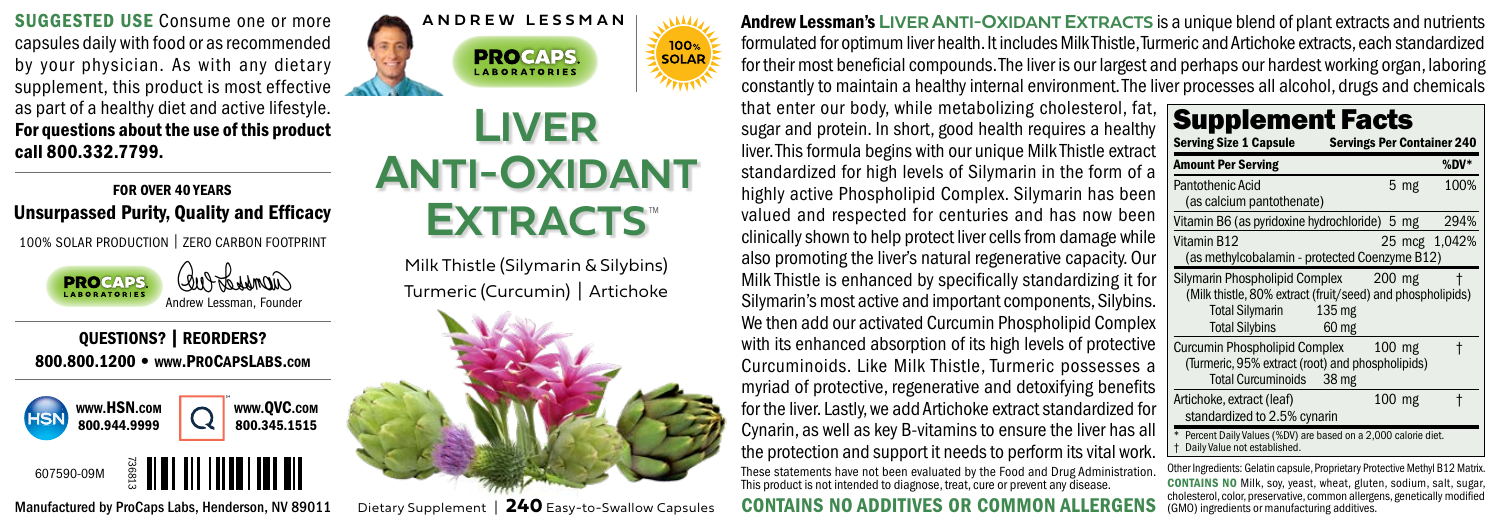**SUGGESTED USE** Consume one or more capsules daily with food or as recommended by your physician. As with any dietary supplement, this product is most effective as part of a healthy diet and active lifestyle. **For questions about the use of this product call 800.332.7799.**

**FOR OVER 40 YEARS**

**Unsurpassed Purity, Quality and Efficacy**

100% SOLAR PRODUCTION | ZERO CARBON FOOTPRINT

PROCAPS LABORATORIES

Andrew Lessman, Founder

**QUESTIONS? | REORDERS?**

**800.800.1200 • WWW.PROCAPSLABS.COM**

**WWW.HSN.COM 800.944.9999**

**WWW.QVC.COM 800.345.1515**

607590-09M

736813

**Manufactured by ProCaps Labs, Henderson, NV 89011**

ANDREW LESSMAN

PROCAPS LABORATORIES

100% SOLAR

# Liver Anti-Oxidant Extracts™

Milk Thistle (Silymarin & Silybins)
Turmeric (Curcumin) | Artichoke

Dietary Supplement | **240** Easy-to-Swallow Capsules

**Andrew Lessman's LIVER ANTI-OXIDANT EXTRACTS** is a unique blend of plant extracts and nutrients formulated for optimum liver health. It includes Milk Thistle, Turmeric and Artichoke extracts, each standardized for their most beneficial compounds. The liver is our largest and perhaps our hardest working organ, laboring constantly to maintain a healthy internal environment. The liver processes all alcohol, drugs and chemicals that enter our body, while metabolizing cholesterol, fat, sugar and protein. In short, good health requires a healthy liver. This formula begins with our unique Milk Thistle extract standardized for high levels of Silymarin in the form of a highly active Phospholipid Complex. Silymarin has been valued and respected for centuries and has now been clinically shown to help protect liver cells from damage while also promoting the liver's natural regenerative capacity. Our Milk Thistle is enhanced by specifically standardizing it for Silymarin's most active and important components, Silybins. We then add our activated Curcumin Phospholipid Complex with its enhanced absorption of its high levels of protective Curcuminoids. Like Milk Thistle, Turmeric possesses a myriad of protective, regenerative and detoxifying benefits for the liver. Lastly, we add Artichoke extract standardized for Cynarin, as well as key B-vitamins to ensure the liver has all the protection and support it needs to perform its vital work.

These statements have not been evaluated by the Food and Drug Administration. This product is not intended to diagnose, treat, cure or prevent any disease.

**CONTAINS NO ADDITIVES OR COMMON ALLERGENS**

## Supplement Facts

**Serving Size 1 Capsule** | **Servings Per Container 240**

| Amount Per Serving | | %DV* |
|---|---|---|
| Pantothenic Acid (as calcium pantothenate) | 5 mg | 100% |
| Vitamin B6 (as pyridoxine hydrochloride) | 5 mg | 294% |
| Vitamin B12 (as methylcobalamin - protected Coenzyme B12) | 25 mcg | 1,042% |
| Silymarin Phospholipid Complex (Milk thistle, 80% extract (fruit/seed) and phospholipids) | 200 mg | † |
| Total Silymarin | 135 mg | |
| Total Silybins | 60 mg | |
| Curcumin Phospholipid Complex (Turmeric, 95% extract (root) and phospholipids) | 100 mg | † |
| Total Curcuminoids | 38 mg | |
| Artichoke, extract (leaf) standardized to 2.5% cynarin | 100 mg | † |

\* Percent Daily Values (%DV) are based on a 2,000 calorie diet.
† Daily Value not established.

Other Ingredients: Gelatin capsule, Proprietary Protective Methyl B12 Matrix.

**CONTAINS NO** Milk, soy, yeast, wheat, gluten, sodium, salt, sugar, cholesterol, color, preservative, common allergens, genetically modified (GMO) ingredients or manufacturing additives.